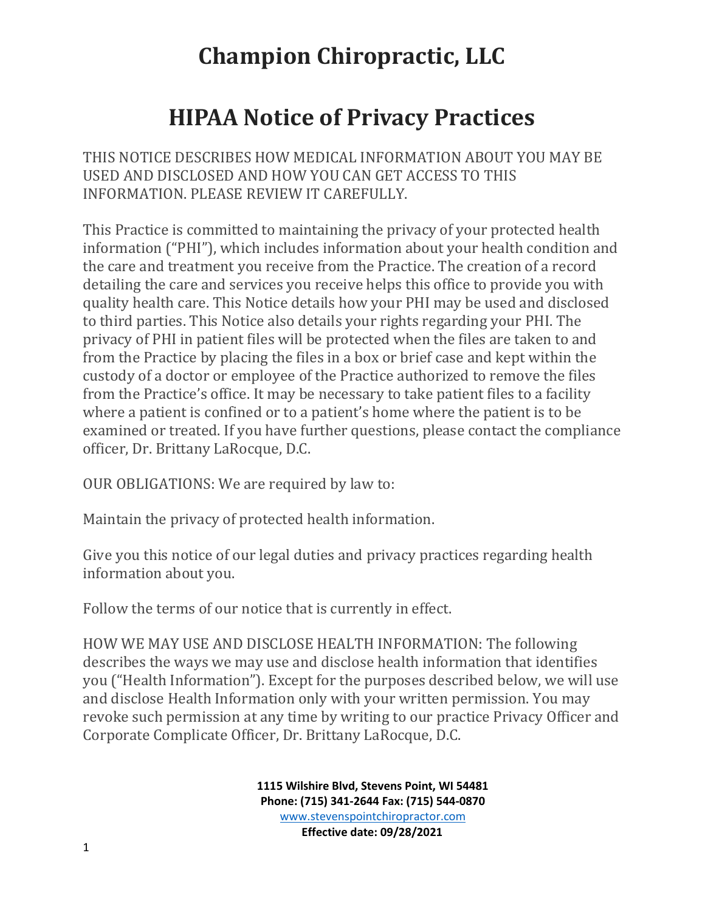# Champion Chiropractic, LLC

# HIPAA Notice of Privacy Practices

THIS NOTICE DESCRIBES HOW MEDICAL INFORMATION ABOUT YOU MAY BE USED AND DISCLOSED AND HOW YOU CAN GET ACCESS TO THIS INFORMATION. PLEASE REVIEW IT CAREFULLY.

This Practice is committed to maintaining the privacy of your protected health information ("PHI"), which includes information about your health condition and the care and treatment you receive from the Practice. The creation of a record detailing the care and services you receive helps this office to provide you with quality health care. This Notice details how your PHI may be used and disclosed to third parties. This Notice also details your rights regarding your PHI. The privacy of PHI in patient files will be protected when the files are taken to and from the Practice by placing the files in a box or brief case and kept within the custody of a doctor or employee of the Practice authorized to remove the files from the Practice's office. It may be necessary to take patient files to a facility where a patient is confined or to a patient's home where the patient is to be examined or treated. If you have further questions, please contact the compliance officer, Dr. Brittany LaRocque, D.C.

OUR OBLIGATIONS: We are required by law to:

Maintain the privacy of protected health information.

Give you this notice of our legal duties and privacy practices regarding health information about you.

Follow the terms of our notice that is currently in effect.

HOW WE MAY USE AND DISCLOSE HEALTH INFORMATION: The following describes the ways we may use and disclose health information that identifies you ("Health Information"). Except for the purposes described below, we will use and disclose Health Information only with your written permission. You may revoke such permission at any time by writing to our practice Privacy Officer and Corporate Complicate Officer, Dr. Brittany LaRocque, D.C.

**1115 Wilshire Blvd, Stevens Point, WI 54481**
**Phone: (715) 341-2644 Fax: (715) 544-0870**
www.stevenspointchiropractor.com
**Effective date: 09/28/2021**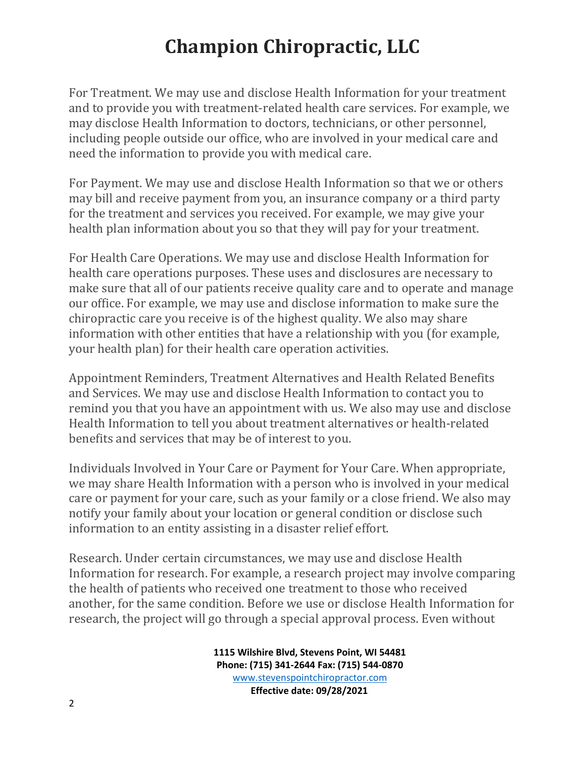For Treatment. We may use and disclose Health Information for your treatment and to provide you with treatment-related health care services. For example, we may disclose Health Information to doctors, technicians, or other personnel, including people outside our office, who are involved in your medical care and need the information to provide you with medical care.

For Payment. We may use and disclose Health Information so that we or others may bill and receive payment from you, an insurance company or a third party for the treatment and services you received. For example, we may give your health plan information about you so that they will pay for your treatment.

For Health Care Operations. We may use and disclose Health Information for health care operations purposes. These uses and disclosures are necessary to make sure that all of our patients receive quality care and to operate and manage our office. For example, we may use and disclose information to make sure the chiropractic care you receive is of the highest quality. We also may share information with other entities that have a relationship with you (for example, your health plan) for their health care operation activities.

Appointment Reminders, Treatment Alternatives and Health Related Benefits and Services. We may use and disclose Health Information to contact you to remind you that you have an appointment with us. We also may use and disclose Health Information to tell you about treatment alternatives or health-related benefits and services that may be of interest to you.

Individuals Involved in Your Care or Payment for Your Care. When appropriate, we may share Health Information with a person who is involved in your medical care or payment for your care, such as your family or a close friend. We also may notify your family about your location or general condition or disclose such information to an entity assisting in a disaster relief effort.

Research. Under certain circumstances, we may use and disclose Health Information for research. For example, a research project may involve comparing the health of patients who received one treatment to those who received another, for the same condition. Before we use or disclose Health Information for research, the project will go through a special approval process. Even without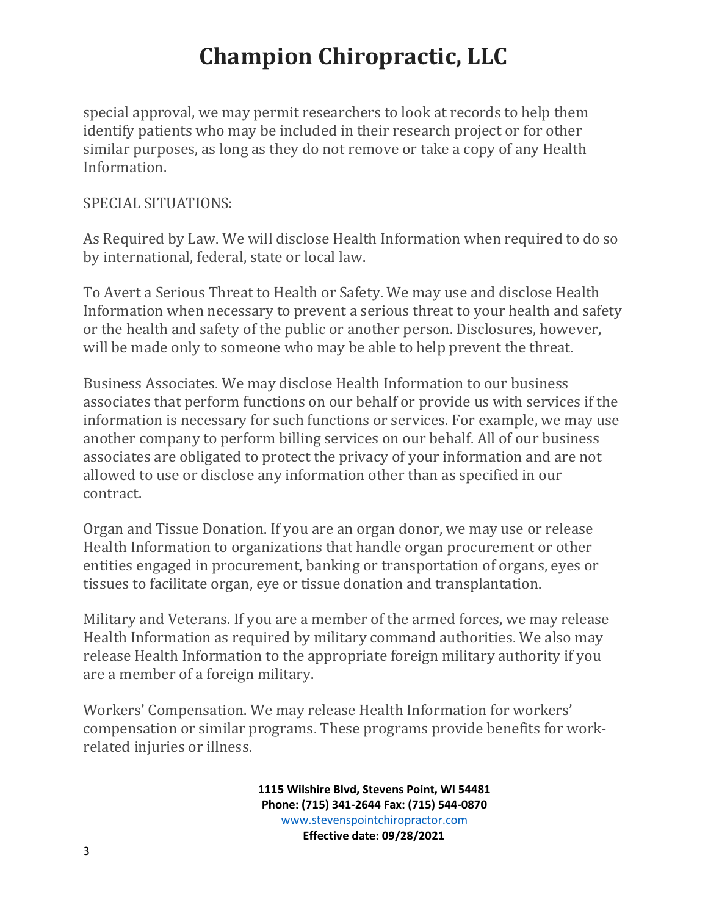special approval, we may permit researchers to look at records to help them identify patients who may be included in their research project or for other similar purposes, as long as they do not remove or take a copy of any Health Information.

SPECIAL SITUATIONS:

As Required by Law. We will disclose Health Information when required to do so by international, federal, state or local law.

To Avert a Serious Threat to Health or Safety. We may use and disclose Health Information when necessary to prevent a serious threat to your health and safety or the health and safety of the public or another person. Disclosures, however, will be made only to someone who may be able to help prevent the threat.

Business Associates. We may disclose Health Information to our business associates that perform functions on our behalf or provide us with services if the information is necessary for such functions or services. For example, we may use another company to perform billing services on our behalf. All of our business associates are obligated to protect the privacy of your information and are not allowed to use or disclose any information other than as specified in our contract.

Organ and Tissue Donation. If you are an organ donor, we may use or release Health Information to organizations that handle organ procurement or other entities engaged in procurement, banking or transportation of organs, eyes or tissues to facilitate organ, eye or tissue donation and transplantation.

Military and Veterans. If you are a member of the armed forces, we may release Health Information as required by military command authorities. We also may release Health Information to the appropriate foreign military authority if you are a member of a foreign military.

Workers' Compensation. We may release Health Information for workers' compensation or similar programs. These programs provide benefits for work-related injuries or illness.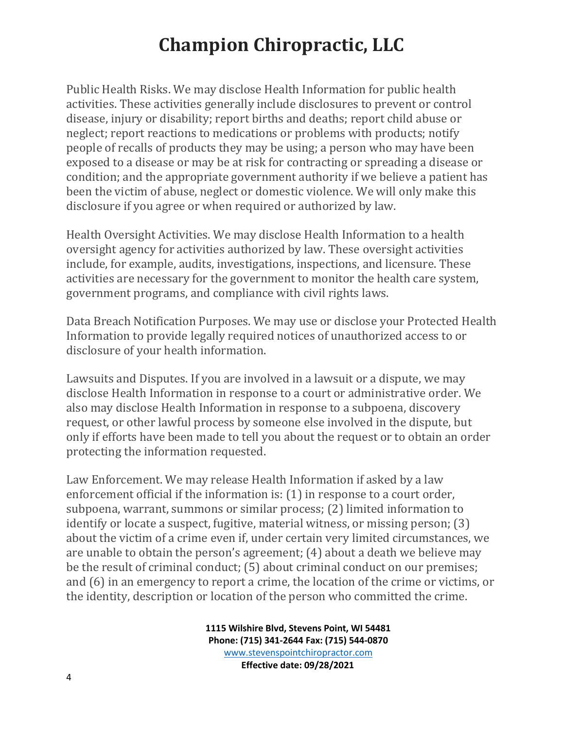Public Health Risks. We may disclose Health Information for public health activities. These activities generally include disclosures to prevent or control disease, injury or disability; report births and deaths; report child abuse or neglect; report reactions to medications or problems with products; notify people of recalls of products they may be using; a person who may have been exposed to a disease or may be at risk for contracting or spreading a disease or condition; and the appropriate government authority if we believe a patient has been the victim of abuse, neglect or domestic violence. We will only make this disclosure if you agree or when required or authorized by law.

Health Oversight Activities. We may disclose Health Information to a health oversight agency for activities authorized by law. These oversight activities include, for example, audits, investigations, inspections, and licensure. These activities are necessary for the government to monitor the health care system, government programs, and compliance with civil rights laws.

Data Breach Notification Purposes. We may use or disclose your Protected Health Information to provide legally required notices of unauthorized access to or disclosure of your health information.

Lawsuits and Disputes. If you are involved in a lawsuit or a dispute, we may disclose Health Information in response to a court or administrative order. We also may disclose Health Information in response to a subpoena, discovery request, or other lawful process by someone else involved in the dispute, but only if efforts have been made to tell you about the request or to obtain an order protecting the information requested.

Law Enforcement. We may release Health Information if asked by a law enforcement official if the information is: (1) in response to a court order, subpoena, warrant, summons or similar process; (2) limited information to identify or locate a suspect, fugitive, material witness, or missing person; (3) about the victim of a crime even if, under certain very limited circumstances, we are unable to obtain the person's agreement; (4) about a death we believe may be the result of criminal conduct; (5) about criminal conduct on our premises; and (6) in an emergency to report a crime, the location of the crime or victims, or the identity, description or location of the person who committed the crime.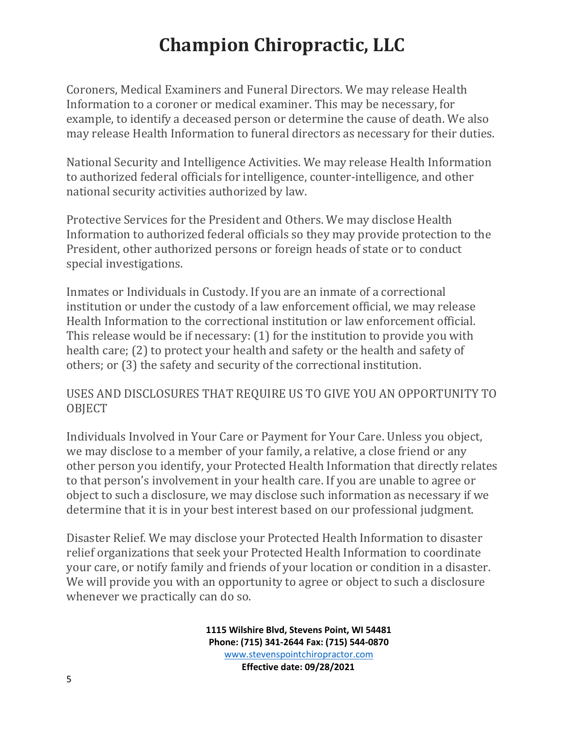Coroners, Medical Examiners and Funeral Directors. We may release Health Information to a coroner or medical examiner. This may be necessary, for example, to identify a deceased person or determine the cause of death. We also may release Health Information to funeral directors as necessary for their duties.

National Security and Intelligence Activities. We may release Health Information to authorized federal officials for intelligence, counter-intelligence, and other national security activities authorized by law.

Protective Services for the President and Others. We may disclose Health Information to authorized federal officials so they may provide protection to the President, other authorized persons or foreign heads of state or to conduct special investigations.

Inmates or Individuals in Custody. If you are an inmate of a correctional institution or under the custody of a law enforcement official, we may release Health Information to the correctional institution or law enforcement official. This release would be if necessary: (1) for the institution to provide you with health care; (2) to protect your health and safety or the health and safety of others; or (3) the safety and security of the correctional institution.

USES AND DISCLOSURES THAT REQUIRE US TO GIVE YOU AN OPPORTUNITY TO OBJECT

Individuals Involved in Your Care or Payment for Your Care. Unless you object, we may disclose to a member of your family, a relative, a close friend or any other person you identify, your Protected Health Information that directly relates to that person's involvement in your health care. If you are unable to agree or object to such a disclosure, we may disclose such information as necessary if we determine that it is in your best interest based on our professional judgment.

Disaster Relief. We may disclose your Protected Health Information to disaster relief organizations that seek your Protected Health Information to coordinate your care, or notify family and friends of your location or condition in a disaster. We will provide you with an opportunity to agree or object to such a disclosure whenever we practically can do so.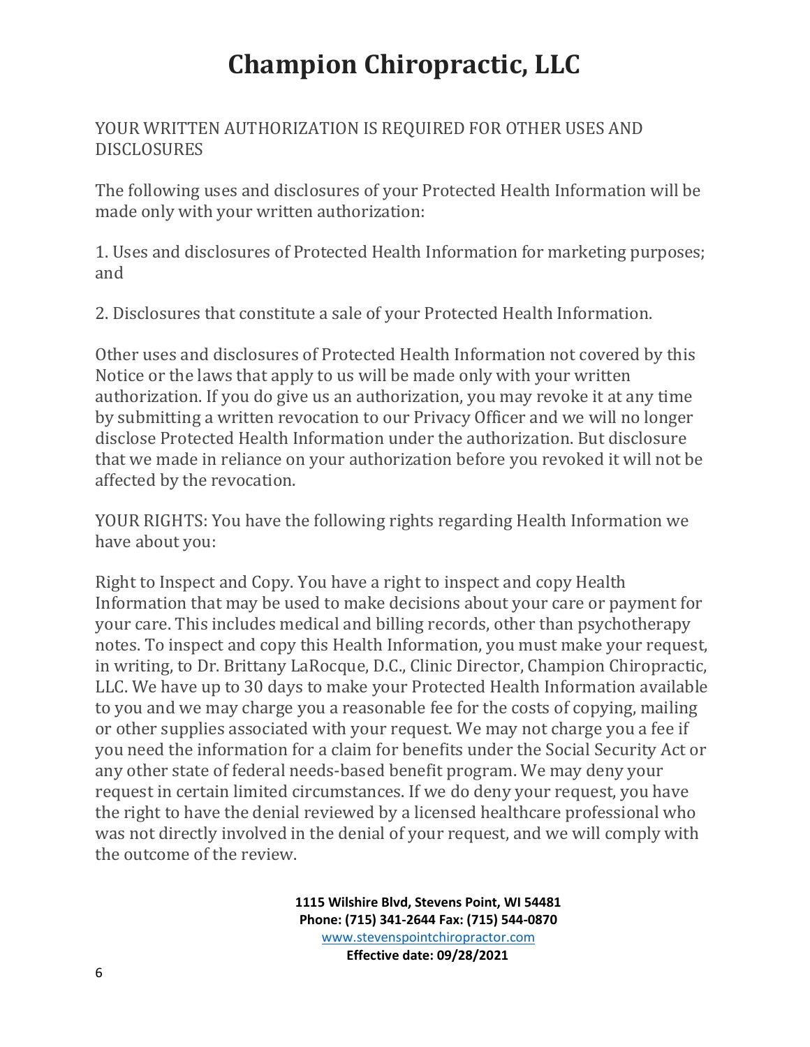YOUR WRITTEN AUTHORIZATION IS REQUIRED FOR OTHER USES AND DISCLOSURES

The following uses and disclosures of your Protected Health Information will be made only with your written authorization:

1. Uses and disclosures of Protected Health Information for marketing purposes; and

2. Disclosures that constitute a sale of your Protected Health Information.

Other uses and disclosures of Protected Health Information not covered by this Notice or the laws that apply to us will be made only with your written authorization. If you do give us an authorization, you may revoke it at any time by submitting a written revocation to our Privacy Officer and we will no longer disclose Protected Health Information under the authorization. But disclosure that we made in reliance on your authorization before you revoked it will not be affected by the revocation.

YOUR RIGHTS: You have the following rights regarding Health Information we have about you:

Right to Inspect and Copy. You have a right to inspect and copy Health Information that may be used to make decisions about your care or payment for your care. This includes medical and billing records, other than psychotherapy notes. To inspect and copy this Health Information, you must make your request, in writing, to Dr. Brittany LaRocque, D.C., Clinic Director, Champion Chiropractic, LLC. We have up to 30 days to make your Protected Health Information available to you and we may charge you a reasonable fee for the costs of copying, mailing or other supplies associated with your request. We may not charge you a fee if you need the information for a claim for benefits under the Social Security Act or any other state of federal needs-based benefit program. We may deny your request in certain limited circumstances. If we do deny your request, you have the right to have the denial reviewed by a licensed healthcare professional who was not directly involved in the denial of your request, and we will comply with the outcome of the review.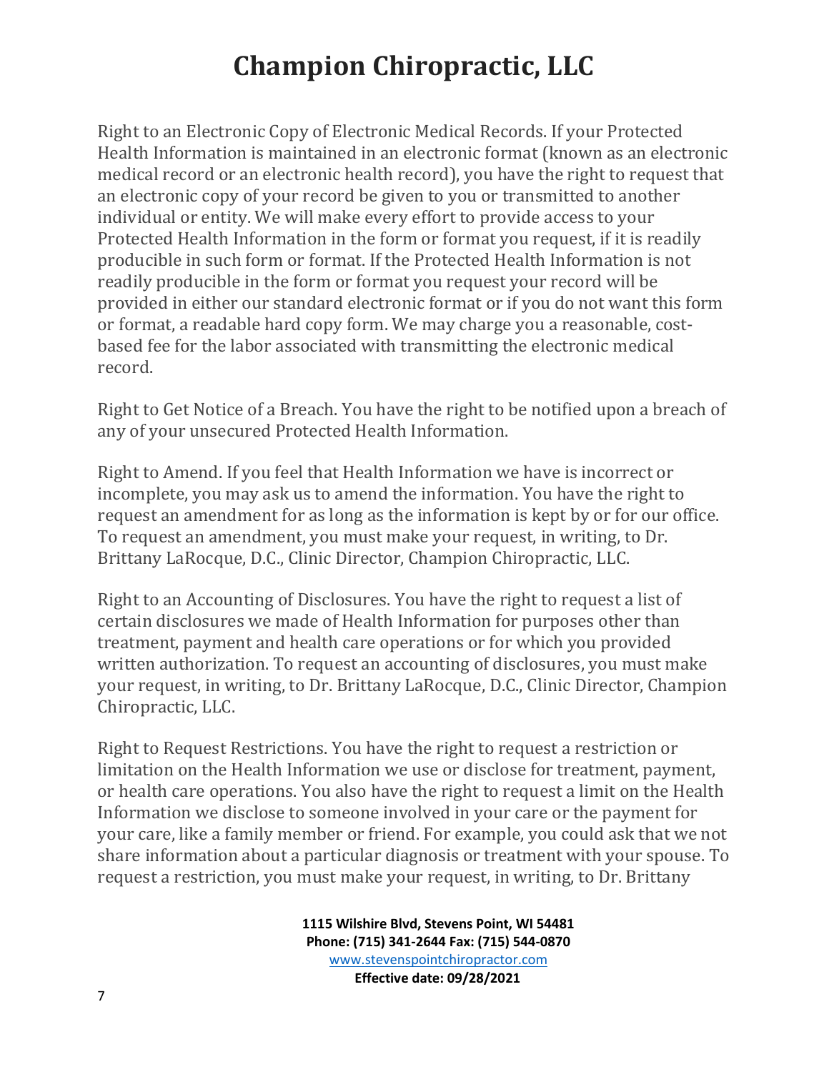Right to an Electronic Copy of Electronic Medical Records. If your Protected Health Information is maintained in an electronic format (known as an electronic medical record or an electronic health record), you have the right to request that an electronic copy of your record be given to you or transmitted to another individual or entity. We will make every effort to provide access to your Protected Health Information in the form or format you request, if it is readily producible in such form or format. If the Protected Health Information is not readily producible in the form or format you request your record will be provided in either our standard electronic format or if you do not want this form or format, a readable hard copy form. We may charge you a reasonable, cost-based fee for the labor associated with transmitting the electronic medical record.

Right to Get Notice of a Breach. You have the right to be notified upon a breach of any of your unsecured Protected Health Information.

Right to Amend. If you feel that Health Information we have is incorrect or incomplete, you may ask us to amend the information. You have the right to request an amendment for as long as the information is kept by or for our office. To request an amendment, you must make your request, in writing, to Dr. Brittany LaRocque, D.C., Clinic Director, Champion Chiropractic, LLC.

Right to an Accounting of Disclosures. You have the right to request a list of certain disclosures we made of Health Information for purposes other than treatment, payment and health care operations or for which you provided written authorization. To request an accounting of disclosures, you must make your request, in writing, to Dr. Brittany LaRocque, D.C., Clinic Director, Champion Chiropractic, LLC.

Right to Request Restrictions. You have the right to request a restriction or limitation on the Health Information we use or disclose for treatment, payment, or health care operations. You also have the right to request a limit on the Health Information we disclose to someone involved in your care or the payment for your care, like a family member or friend. For example, you could ask that we not share information about a particular diagnosis or treatment with your spouse. To request a restriction, you must make your request, in writing, to Dr. Brittany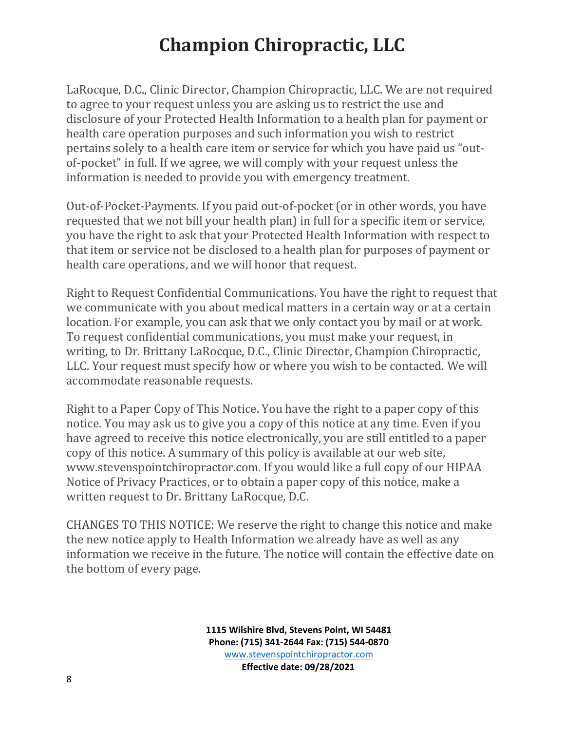LaRocque, D.C., Clinic Director, Champion Chiropractic, LLC. We are not required to agree to your request unless you are asking us to restrict the use and disclosure of your Protected Health Information to a health plan for payment or health care operation purposes and such information you wish to restrict pertains solely to a health care item or service for which you have paid us "out-of-pocket" in full. If we agree, we will comply with your request unless the information is needed to provide you with emergency treatment.

Out-of-Pocket-Payments. If you paid out-of-pocket (or in other words, you have requested that we not bill your health plan) in full for a specific item or service, you have the right to ask that your Protected Health Information with respect to that item or service not be disclosed to a health plan for purposes of payment or health care operations, and we will honor that request.

Right to Request Confidential Communications. You have the right to request that we communicate with you about medical matters in a certain way or at a certain location. For example, you can ask that we only contact you by mail or at work. To request confidential communications, you must make your request, in writing, to Dr. Brittany LaRocque, D.C., Clinic Director, Champion Chiropractic, LLC. Your request must specify how or where you wish to be contacted. We will accommodate reasonable requests.

Right to a Paper Copy of This Notice. You have the right to a paper copy of this notice. You may ask us to give you a copy of this notice at any time. Even if you have agreed to receive this notice electronically, you are still entitled to a paper copy of this notice. A summary of this policy is available at our web site, www.stevenspointchiropractor.com. If you would like a full copy of our HIPAA Notice of Privacy Practices, or to obtain a paper copy of this notice, make a written request to Dr. Brittany LaRocque, D.C.

CHANGES TO THIS NOTICE: We reserve the right to change this notice and make the new notice apply to Health Information we already have as well as any information we receive in the future. The notice will contain the effective date on the bottom of every page.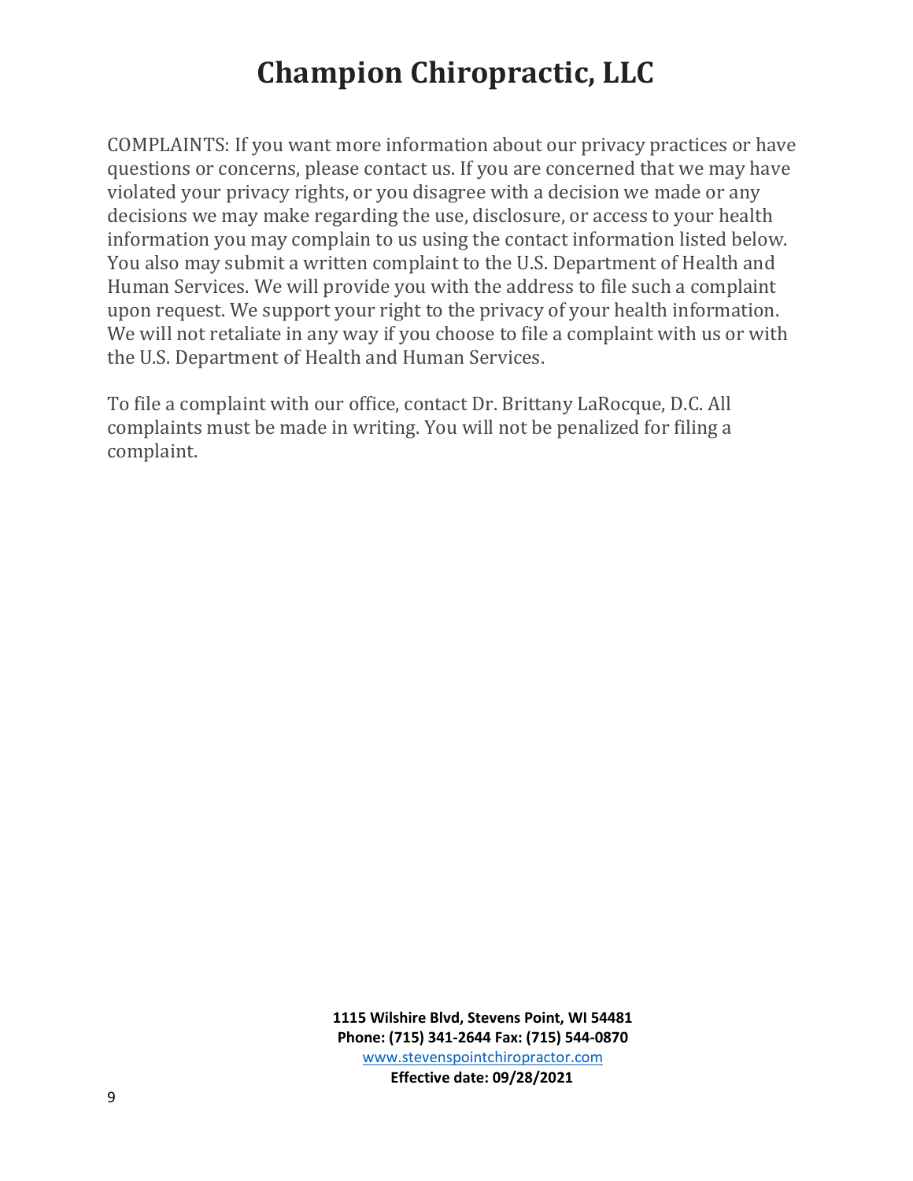COMPLAINTS: If you want more information about our privacy practices or have questions or concerns, please contact us. If you are concerned that we may have violated your privacy rights, or you disagree with a decision we made or any decisions we may make regarding the use, disclosure, or access to your health information you may complain to us using the contact information listed below. You also may submit a written complaint to the U.S. Department of Health and Human Services. We will provide you with the address to file such a complaint upon request. We support your right to the privacy of your health information. We will not retaliate in any way if you choose to file a complaint with us or with the U.S. Department of Health and Human Services.

To file a complaint with our office, contact Dr. Brittany LaRocque, D.C. All complaints must be made in writing. You will not be penalized for filing a complaint.